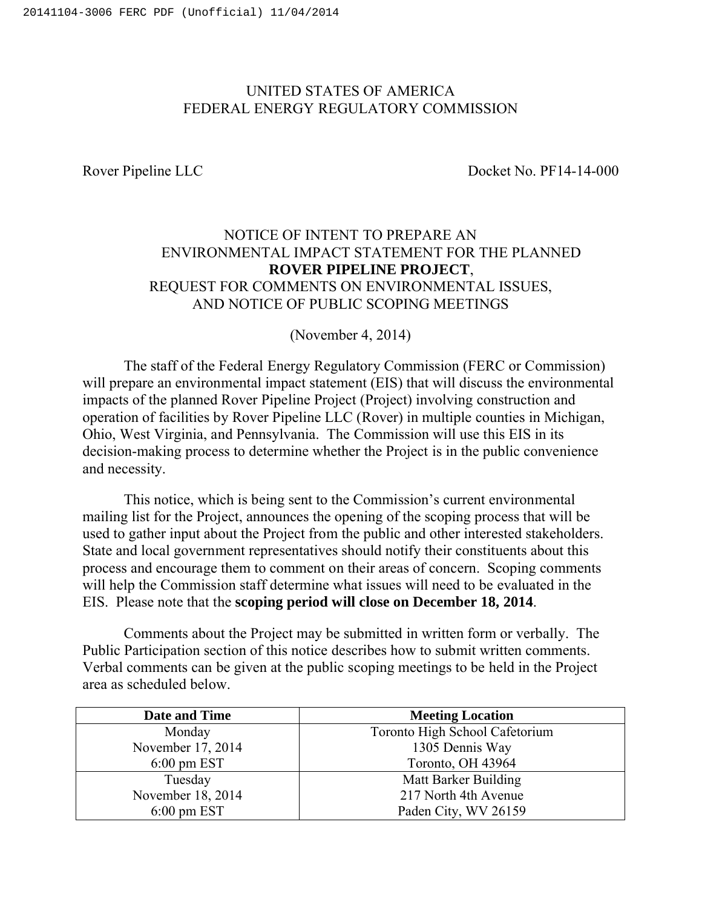UNITED STATES OF AMERICA
FEDERAL ENERGY REGULATORY COMMISSION

Rover Pipeline LLC    Docket No. PF14-14-000

# NOTICE OF INTENT TO PREPARE AN ENVIRONMENTAL IMPACT STATEMENT FOR THE PLANNED **ROVER PIPELINE PROJECT**, REQUEST FOR COMMENTS ON ENVIRONMENTAL ISSUES, AND NOTICE OF PUBLIC SCOPING MEETINGS

(November 4, 2014)

The staff of the Federal Energy Regulatory Commission (FERC or Commission) will prepare an environmental impact statement (EIS) that will discuss the environmental impacts of the planned Rover Pipeline Project (Project) involving construction and operation of facilities by Rover Pipeline LLC (Rover) in multiple counties in Michigan, Ohio, West Virginia, and Pennsylvania. The Commission will use this EIS in its decision-making process to determine whether the Project is in the public convenience and necessity.

This notice, which is being sent to the Commission's current environmental mailing list for the Project, announces the opening of the scoping process that will be used to gather input about the Project from the public and other interested stakeholders. State and local government representatives should notify their constituents about this process and encourage them to comment on their areas of concern. Scoping comments will help the Commission staff determine what issues will need to be evaluated in the EIS. Please note that the **scoping period will close on December 18, 2014**.

Comments about the Project may be submitted in written form or verbally. The Public Participation section of this notice describes how to submit written comments. Verbal comments can be given at the public scoping meetings to be held in the Project area as scheduled below.

| Date and Time | Meeting Location |
|---|---|
| Monday<br>November 17, 2014<br>6:00 pm EST | Toronto High School Cafetorium<br>1305 Dennis Way<br>Toronto, OH 43964 |
| Tuesday<br>November 18, 2014<br>6:00 pm EST | Matt Barker Building<br>217 North 4th Avenue<br>Paden City, WV 26159 |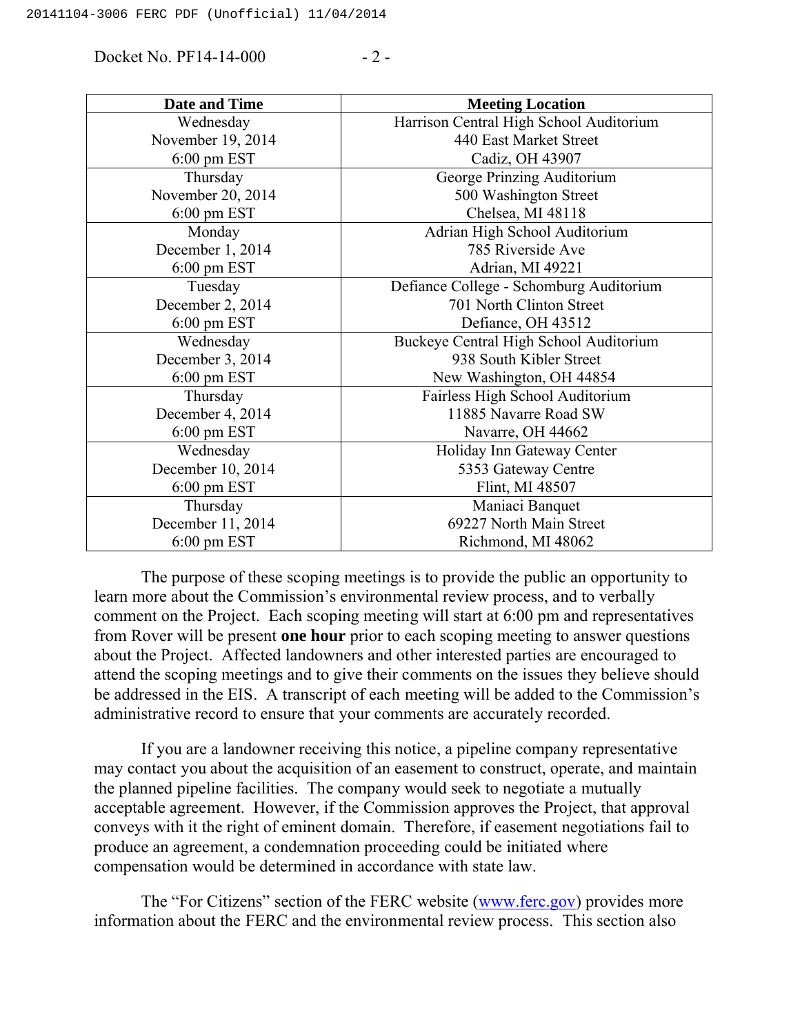| Date and Time | Meeting Location |
|---|---|
| Wednesday November 19, 2014 6:00 pm EST | Harrison Central High School Auditorium 440 East Market Street Cadiz, OH 43907 |
| Thursday November 20, 2014 6:00 pm EST | George Prinzing Auditorium 500 Washington Street Chelsea, MI 48118 |
| Monday December 1, 2014 6:00 pm EST | Adrian High School Auditorium 785 Riverside Ave Adrian, MI 49221 |
| Tuesday December 2, 2014 6:00 pm EST | Defiance College - Schomburg Auditorium 701 North Clinton Street Defiance, OH 43512 |
| Wednesday December 3, 2014 6:00 pm EST | Buckeye Central High School Auditorium 938 South Kibler Street New Washington, OH 44854 |
| Thursday December 4, 2014 6:00 pm EST | Fairless High School Auditorium 11885 Navarre Road SW Navarre, OH 44662 |
| Wednesday December 10, 2014 6:00 pm EST | Holiday Inn Gateway Center 5353 Gateway Centre Flint, MI 48507 |
| Thursday December 11, 2014 6:00 pm EST | Maniaci Banquet 69227 North Main Street Richmond, MI 48062 |

The purpose of these scoping meetings is to provide the public an opportunity to learn more about the Commission's environmental review process, and to verbally comment on the Project. Each scoping meeting will start at 6:00 pm and representatives from Rover will be present **one hour** prior to each scoping meeting to answer questions about the Project. Affected landowners and other interested parties are encouraged to attend the scoping meetings and to give their comments on the issues they believe should be addressed in the EIS. A transcript of each meeting will be added to the Commission's administrative record to ensure that your comments are accurately recorded.

If you are a landowner receiving this notice, a pipeline company representative may contact you about the acquisition of an easement to construct, operate, and maintain the planned pipeline facilities. The company would seek to negotiate a mutually acceptable agreement. However, if the Commission approves the Project, that approval conveys with it the right of eminent domain. Therefore, if easement negotiations fail to produce an agreement, a condemnation proceeding could be initiated where compensation would be determined in accordance with state law.

The "For Citizens" section of the FERC website (www.ferc.gov) provides more information about the FERC and the environmental review process. This section also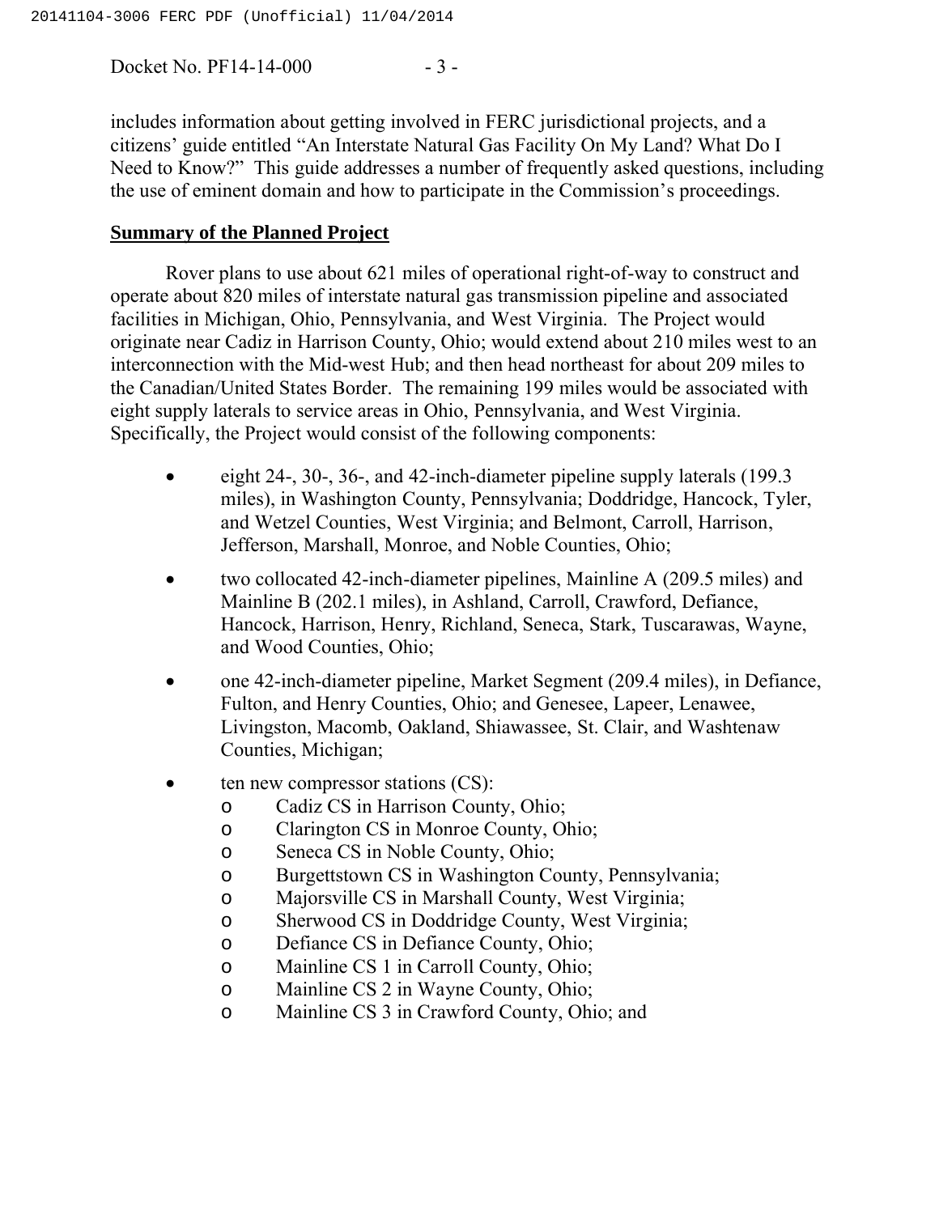includes information about getting involved in FERC jurisdictional projects, and a citizens' guide entitled "An Interstate Natural Gas Facility On My Land? What Do I Need to Know?" This guide addresses a number of frequently asked questions, including the use of eminent domain and how to participate in the Commission's proceedings.

**Summary of the Planned Project**

Rover plans to use about 621 miles of operational right-of-way to construct and operate about 820 miles of interstate natural gas transmission pipeline and associated facilities in Michigan, Ohio, Pennsylvania, and West Virginia. The Project would originate near Cadiz in Harrison County, Ohio; would extend about 210 miles west to an interconnection with the Mid-west Hub; and then head northeast for about 209 miles to the Canadian/United States Border. The remaining 199 miles would be associated with eight supply laterals to service areas in Ohio, Pennsylvania, and West Virginia. Specifically, the Project would consist of the following components:

- eight 24-, 30-, 36-, and 42-inch-diameter pipeline supply laterals (199.3 miles), in Washington County, Pennsylvania; Doddridge, Hancock, Tyler, and Wetzel Counties, West Virginia; and Belmont, Carroll, Harrison, Jefferson, Marshall, Monroe, and Noble Counties, Ohio;
- two collocated 42-inch-diameter pipelines, Mainline A (209.5 miles) and Mainline B (202.1 miles), in Ashland, Carroll, Crawford, Defiance, Hancock, Harrison, Henry, Richland, Seneca, Stark, Tuscarawas, Wayne, and Wood Counties, Ohio;
- one 42-inch-diameter pipeline, Market Segment (209.4 miles), in Defiance, Fulton, and Henry Counties, Ohio; and Genesee, Lapeer, Lenawee, Livingston, Macomb, Oakland, Shiawassee, St. Clair, and Washtenaw Counties, Michigan;
- ten new compressor stations (CS):
  - Cadiz CS in Harrison County, Ohio;
  - Clarington CS in Monroe County, Ohio;
  - Seneca CS in Noble County, Ohio;
  - Burgettstown CS in Washington County, Pennsylvania;
  - Majorsville CS in Marshall County, West Virginia;
  - Sherwood CS in Doddridge County, West Virginia;
  - Defiance CS in Defiance County, Ohio;
  - Mainline CS 1 in Carroll County, Ohio;
  - Mainline CS 2 in Wayne County, Ohio;
  - Mainline CS 3 in Crawford County, Ohio; and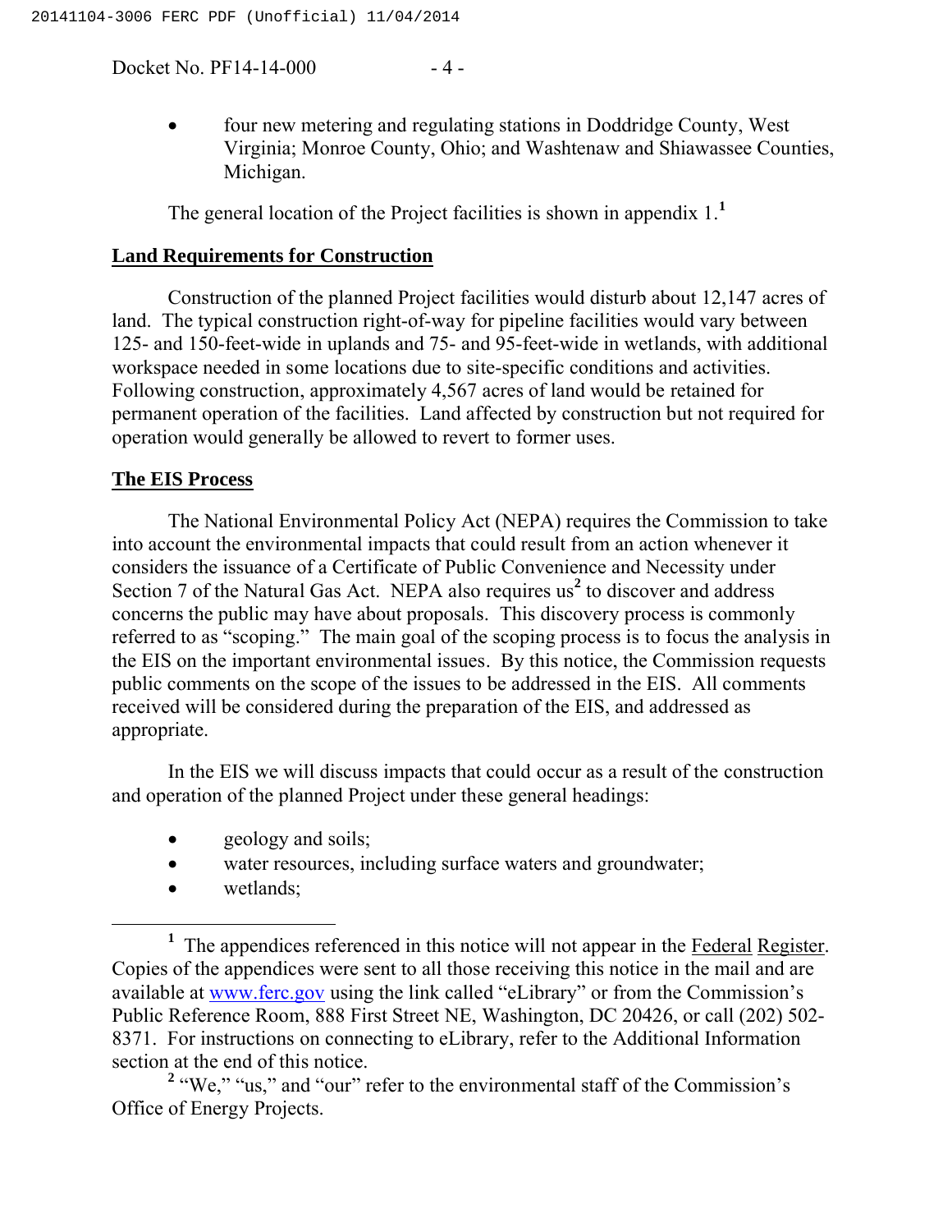- four new metering and regulating stations in Doddridge County, West Virginia; Monroe County, Ohio; and Washtenaw and Shiawassee Counties, Michigan.

The general location of the Project facilities is shown in appendix 1.[1]

## Land Requirements for Construction

Construction of the planned Project facilities would disturb about 12,147 acres of land. The typical construction right-of-way for pipeline facilities would vary between 125- and 150-feet-wide in uplands and 75- and 95-feet-wide in wetlands, with additional workspace needed in some locations due to site-specific conditions and activities. Following construction, approximately 4,567 acres of land would be retained for permanent operation of the facilities. Land affected by construction but not required for operation would generally be allowed to revert to former uses.

## The EIS Process

The National Environmental Policy Act (NEPA) requires the Commission to take into account the environmental impacts that could result from an action whenever it considers the issuance of a Certificate of Public Convenience and Necessity under Section 7 of the Natural Gas Act. NEPA also requires us[2] to discover and address concerns the public may have about proposals. This discovery process is commonly referred to as "scoping." The main goal of the scoping process is to focus the analysis in the EIS on the important environmental issues. By this notice, the Commission requests public comments on the scope of the issues to be addressed in the EIS. All comments received will be considered during the preparation of the EIS, and addressed as appropriate.

In the EIS we will discuss impacts that could occur as a result of the construction and operation of the planned Project under these general headings:

- geology and soils;
- water resources, including surface waters and groundwater;
- wetlands;

---

[1] The appendices referenced in this notice will not appear in the Federal Register. Copies of the appendices were sent to all those receiving this notice in the mail and are available at www.ferc.gov using the link called "eLibrary" or from the Commission's Public Reference Room, 888 First Street NE, Washington, DC 20426, or call (202) 502-8371. For instructions on connecting to eLibrary, refer to the Additional Information section at the end of this notice.

[2] "We," "us," and "our" refer to the environmental staff of the Commission's Office of Energy Projects.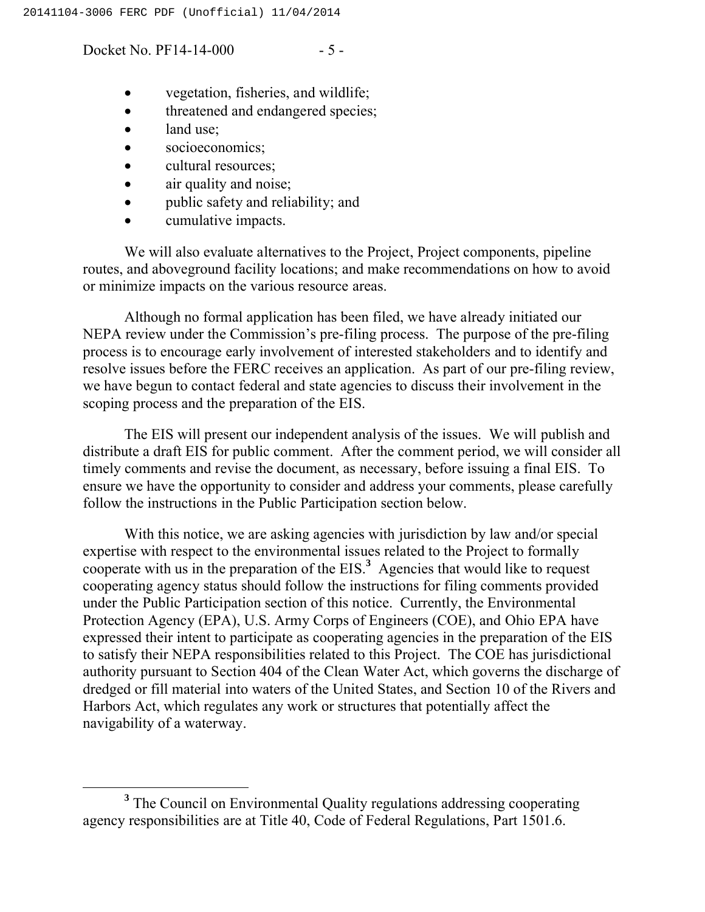- vegetation, fisheries, and wildlife;
- threatened and endangered species;
- land use;
- socioeconomics;
- cultural resources;
- air quality and noise;
- public safety and reliability; and
- cumulative impacts.

We will also evaluate alternatives to the Project, Project components, pipeline routes, and aboveground facility locations; and make recommendations on how to avoid or minimize impacts on the various resource areas.

Although no formal application has been filed, we have already initiated our NEPA review under the Commission's pre-filing process. The purpose of the pre-filing process is to encourage early involvement of interested stakeholders and to identify and resolve issues before the FERC receives an application. As part of our pre-filing review, we have begun to contact federal and state agencies to discuss their involvement in the scoping process and the preparation of the EIS.

The EIS will present our independent analysis of the issues. We will publish and distribute a draft EIS for public comment. After the comment period, we will consider all timely comments and revise the document, as necessary, before issuing a final EIS. To ensure we have the opportunity to consider and address your comments, please carefully follow the instructions in the Public Participation section below.

With this notice, we are asking agencies with jurisdiction by law and/or special expertise with respect to the environmental issues related to the Project to formally cooperate with us in the preparation of the EIS.[3] Agencies that would like to request cooperating agency status should follow the instructions for filing comments provided under the Public Participation section of this notice. Currently, the Environmental Protection Agency (EPA), U.S. Army Corps of Engineers (COE), and Ohio EPA have expressed their intent to participate as cooperating agencies in the preparation of the EIS to satisfy their NEPA responsibilities related to this Project. The COE has jurisdictional authority pursuant to Section 404 of the Clean Water Act, which governs the discharge of dredged or fill material into waters of the United States, and Section 10 of the Rivers and Harbors Act, which regulates any work or structures that potentially affect the navigability of a waterway.

[3] The Council on Environmental Quality regulations addressing cooperating agency responsibilities are at Title 40, Code of Federal Regulations, Part 1501.6.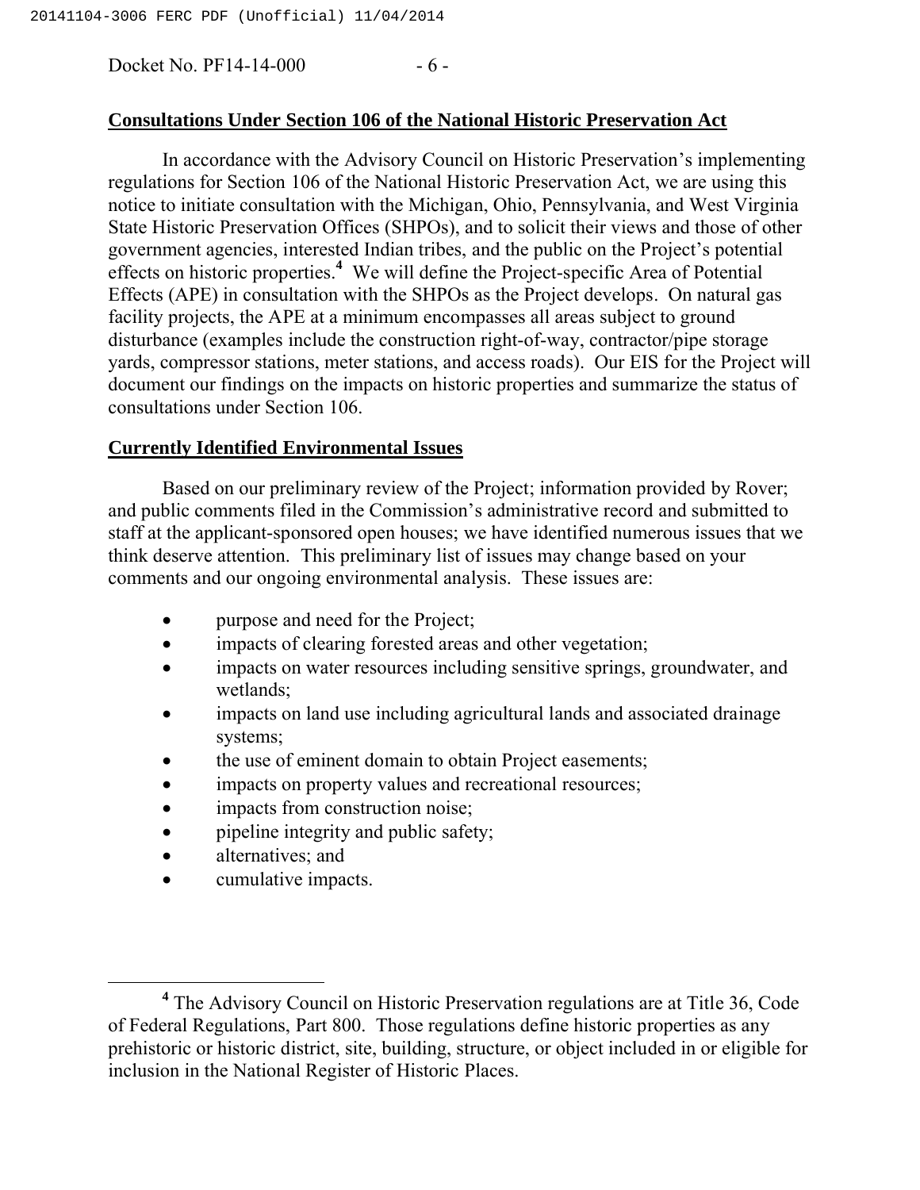## Consultations Under Section 106 of the National Historic Preservation Act

In accordance with the Advisory Council on Historic Preservation's implementing regulations for Section 106 of the National Historic Preservation Act, we are using this notice to initiate consultation with the Michigan, Ohio, Pennsylvania, and West Virginia State Historic Preservation Offices (SHPOs), and to solicit their views and those of other government agencies, interested Indian tribes, and the public on the Project's potential effects on historic properties.[4] We will define the Project-specific Area of Potential Effects (APE) in consultation with the SHPOs as the Project develops. On natural gas facility projects, the APE at a minimum encompasses all areas subject to ground disturbance (examples include the construction right-of-way, contractor/pipe storage yards, compressor stations, meter stations, and access roads). Our EIS for the Project will document our findings on the impacts on historic properties and summarize the status of consultations under Section 106.

## Currently Identified Environmental Issues

Based on our preliminary review of the Project; information provided by Rover; and public comments filed in the Commission's administrative record and submitted to staff at the applicant-sponsored open houses; we have identified numerous issues that we think deserve attention. This preliminary list of issues may change based on your comments and our ongoing environmental analysis. These issues are:

- purpose and need for the Project;
- impacts of clearing forested areas and other vegetation;
- impacts on water resources including sensitive springs, groundwater, and wetlands;
- impacts on land use including agricultural lands and associated drainage systems;
- the use of eminent domain to obtain Project easements;
- impacts on property values and recreational resources;
- impacts from construction noise;
- pipeline integrity and public safety;
- alternatives; and
- cumulative impacts.

[4] The Advisory Council on Historic Preservation regulations are at Title 36, Code of Federal Regulations, Part 800. Those regulations define historic properties as any prehistoric or historic district, site, building, structure, or object included in or eligible for inclusion in the National Register of Historic Places.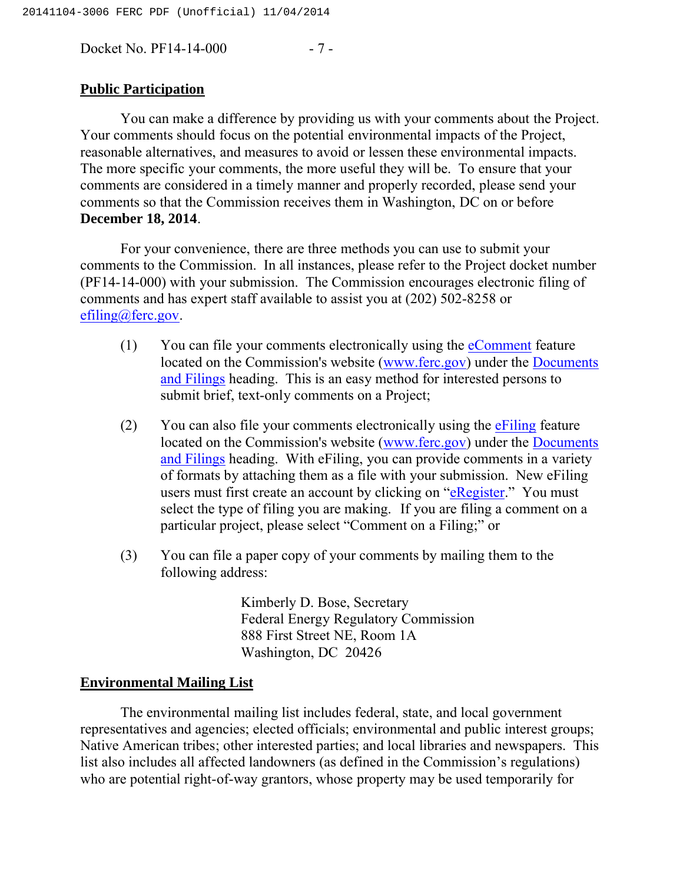## Public Participation

You can make a difference by providing us with your comments about the Project. Your comments should focus on the potential environmental impacts of the Project, reasonable alternatives, and measures to avoid or lessen these environmental impacts. The more specific your comments, the more useful they will be. To ensure that your comments are considered in a timely manner and properly recorded, please send your comments so that the Commission receives them in Washington, DC on or before **December 18, 2014**.

For your convenience, there are three methods you can use to submit your comments to the Commission. In all instances, please refer to the Project docket number (PF14-14-000) with your submission. The Commission encourages electronic filing of comments and has expert staff available to assist you at (202) 502-8258 or efiling@ferc.gov.

(1) You can file your comments electronically using the eComment feature located on the Commission's website (www.ferc.gov) under the Documents and Filings heading. This is an easy method for interested persons to submit brief, text-only comments on a Project;

(2) You can also file your comments electronically using the eFiling feature located on the Commission's website (www.ferc.gov) under the Documents and Filings heading. With eFiling, you can provide comments in a variety of formats by attaching them as a file with your submission. New eFiling users must first create an account by clicking on "eRegister." You must select the type of filing you are making. If you are filing a comment on a particular project, please select "Comment on a Filing;" or

(3) You can file a paper copy of your comments by mailing them to the following address:

Kimberly D. Bose, Secretary
Federal Energy Regulatory Commission
888 First Street NE, Room 1A
Washington, DC 20426

## Environmental Mailing List

The environmental mailing list includes federal, state, and local government representatives and agencies; elected officials; environmental and public interest groups; Native American tribes; other interested parties; and local libraries and newspapers. This list also includes all affected landowners (as defined in the Commission's regulations) who are potential right-of-way grantors, whose property may be used temporarily for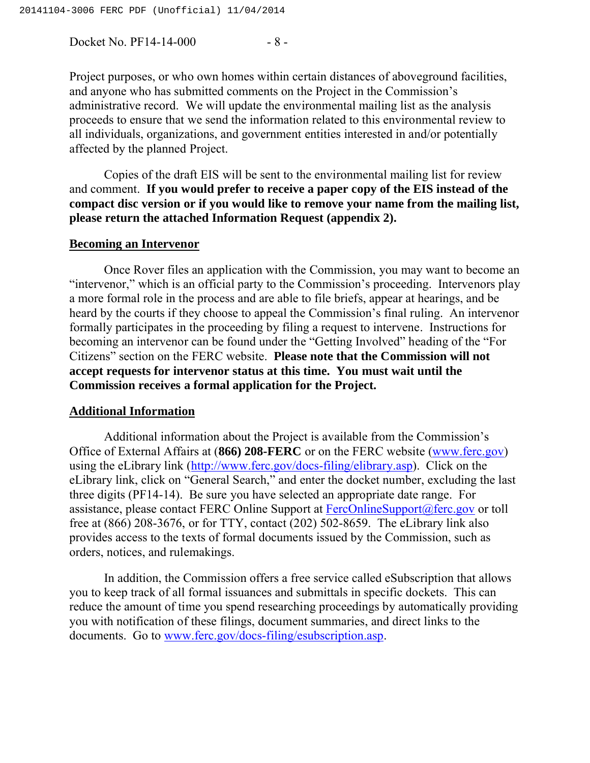Project purposes, or who own homes within certain distances of aboveground facilities, and anyone who has submitted comments on the Project in the Commission's administrative record. We will update the environmental mailing list as the analysis proceeds to ensure that we send the information related to this environmental review to all individuals, organizations, and government entities interested in and/or potentially affected by the planned Project.

Copies of the draft EIS will be sent to the environmental mailing list for review and comment. **If you would prefer to receive a paper copy of the EIS instead of the compact disc version or if you would like to remove your name from the mailing list, please return the attached Information Request (appendix 2).**

## Becoming an Intervenor

Once Rover files an application with the Commission, you may want to become an "intervenor," which is an official party to the Commission's proceeding. Intervenors play a more formal role in the process and are able to file briefs, appear at hearings, and be heard by the courts if they choose to appeal the Commission's final ruling. An intervenor formally participates in the proceeding by filing a request to intervene. Instructions for becoming an intervenor can be found under the "Getting Involved" heading of the "For Citizens" section on the FERC website. **Please note that the Commission will not accept requests for intervenor status at this time. You must wait until the Commission receives a formal application for the Project.**

## Additional Information

Additional information about the Project is available from the Commission's Office of External Affairs at (**866) 208-FERC** or on the FERC website (www.ferc.gov) using the eLibrary link (http://www.ferc.gov/docs-filing/elibrary.asp). Click on the eLibrary link, click on "General Search," and enter the docket number, excluding the last three digits (PF14-14). Be sure you have selected an appropriate date range. For assistance, please contact FERC Online Support at FercOnlineSupport@ferc.gov or toll free at (866) 208-3676, or for TTY, contact (202) 502-8659. The eLibrary link also provides access to the texts of formal documents issued by the Commission, such as orders, notices, and rulemakings.

In addition, the Commission offers a free service called eSubscription that allows you to keep track of all formal issuances and submittals in specific dockets. This can reduce the amount of time you spend researching proceedings by automatically providing you with notification of these filings, document summaries, and direct links to the documents. Go to www.ferc.gov/docs-filing/esubscription.asp.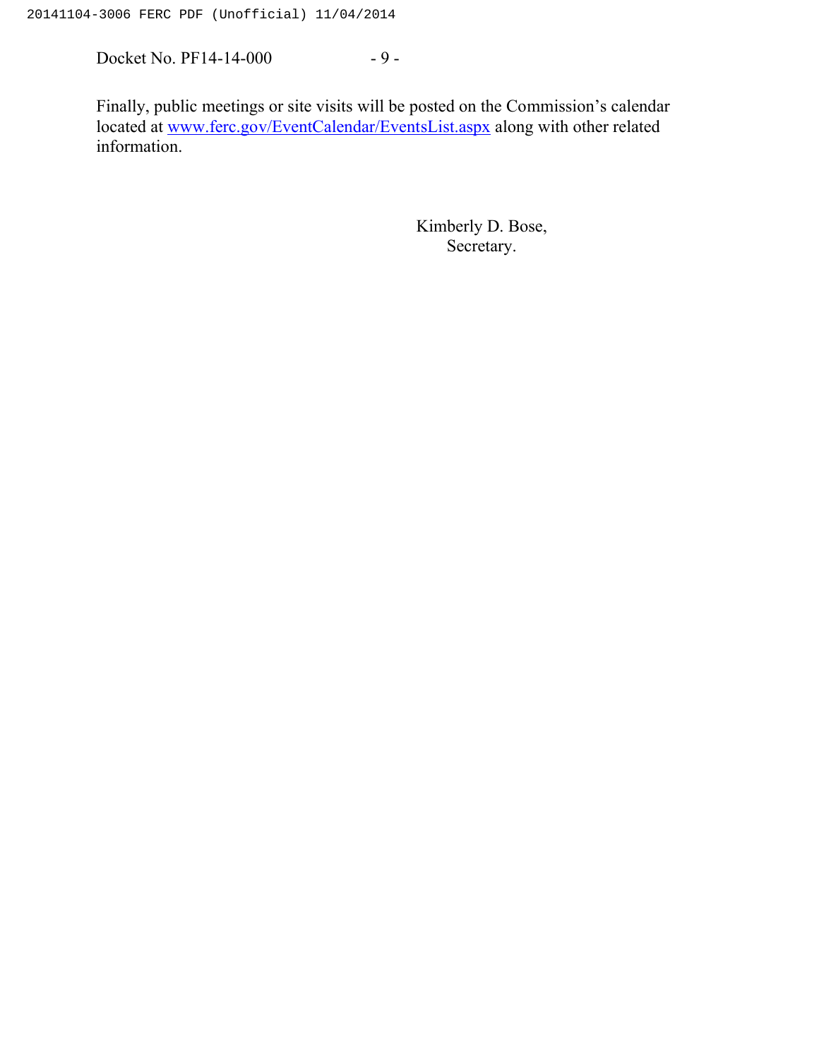Finally, public meetings or site visits will be posted on the Commission's calendar located at [www.ferc.gov/EventCalendar/EventsList.aspx](www.ferc.gov/EventCalendar/EventsList.aspx) along with other related information.

Kimberly D. Bose,
Secretary.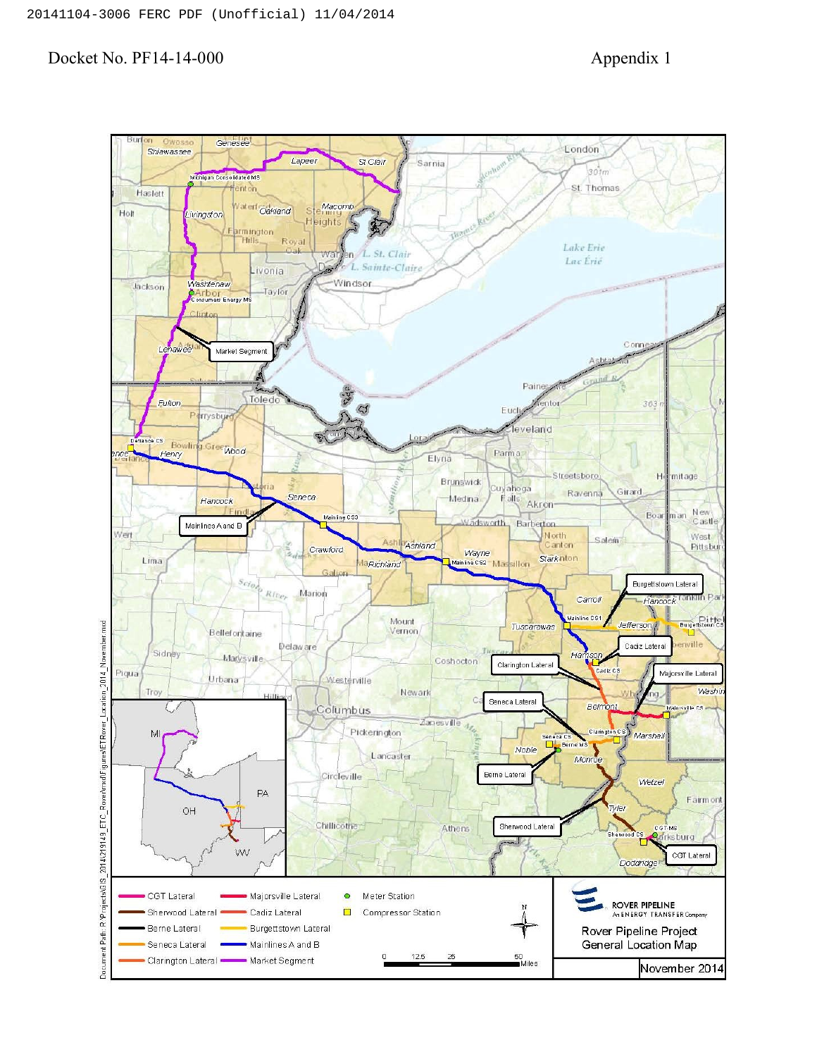Docket No. PF14-14-000

Appendix 1

Rover Pipeline Project General Location Map

November 2014

| Legend | |
| --- | --- |
| CGT Lateral | Majorsville Lateral |
| Sherwood Lateral | Cadiz Lateral |
| Berne Lateral | Burgettstown Lateral |
| Seneca Lateral | Mainlines A and B |
| Clarington Lateral | Market Segment |
| Meter Station | Compressor Station |

Scale: 0, 12.5, 25, 50 Miles

ROVER PIPELINE An ENERGY TRANSFER Company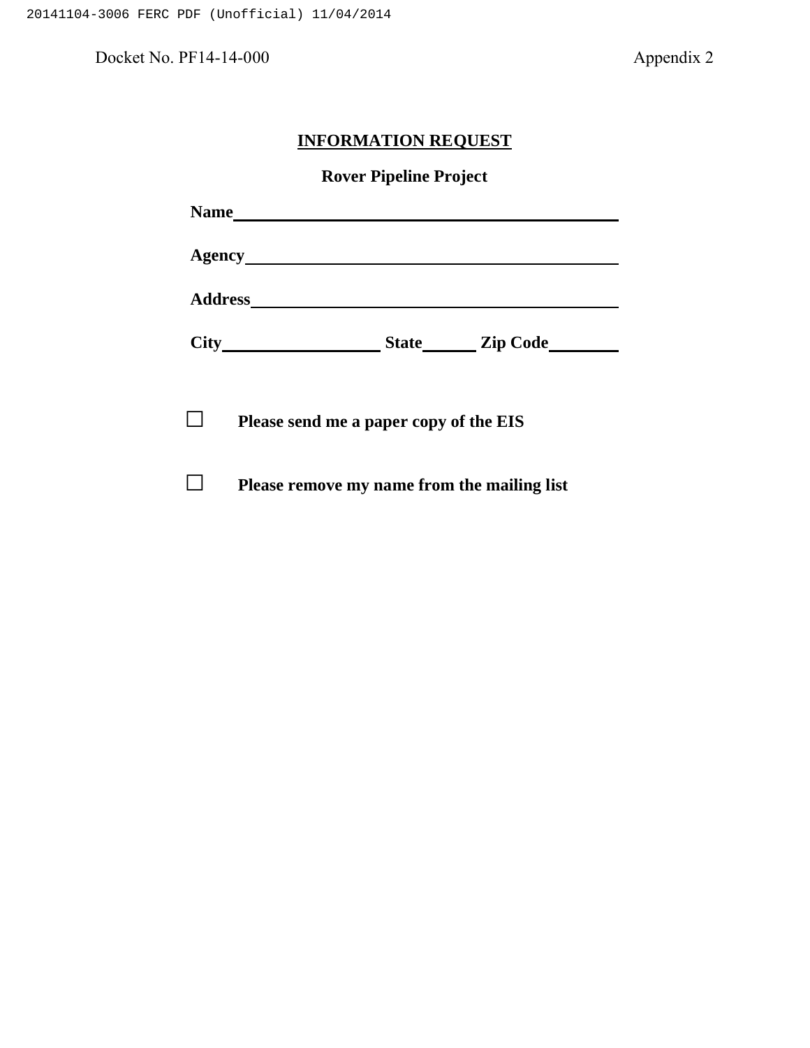Docket No. PF14-14-000 Appendix 2

**INFORMATION REQUEST**

**Rover Pipeline Project**

**Name**\_\_\_\_\_\_\_\_\_\_\_\_\_\_\_\_\_\_\_\_\_\_\_\_\_\_\_\_\_\_\_\_\_\_\_\_\_\_\_\_

**Agency**\_\_\_\_\_\_\_\_\_\_\_\_\_\_\_\_\_\_\_\_\_\_\_\_\_\_\_\_\_\_\_\_\_\_\_\_\_\_

**Address**\_\_\_\_\_\_\_\_\_\_\_\_\_\_\_\_\_\_\_\_\_\_\_\_\_\_\_\_\_\_\_\_\_\_\_\_\_\_

**City**\_\_\_\_\_\_\_\_\_\_\_\_\_\_\_\_ **State**\_\_\_\_\_ **Zip Code**\_\_\_\_\_\_\_

☐ **Please send me a paper copy of the EIS**

☐ **Please remove my name from the mailing list**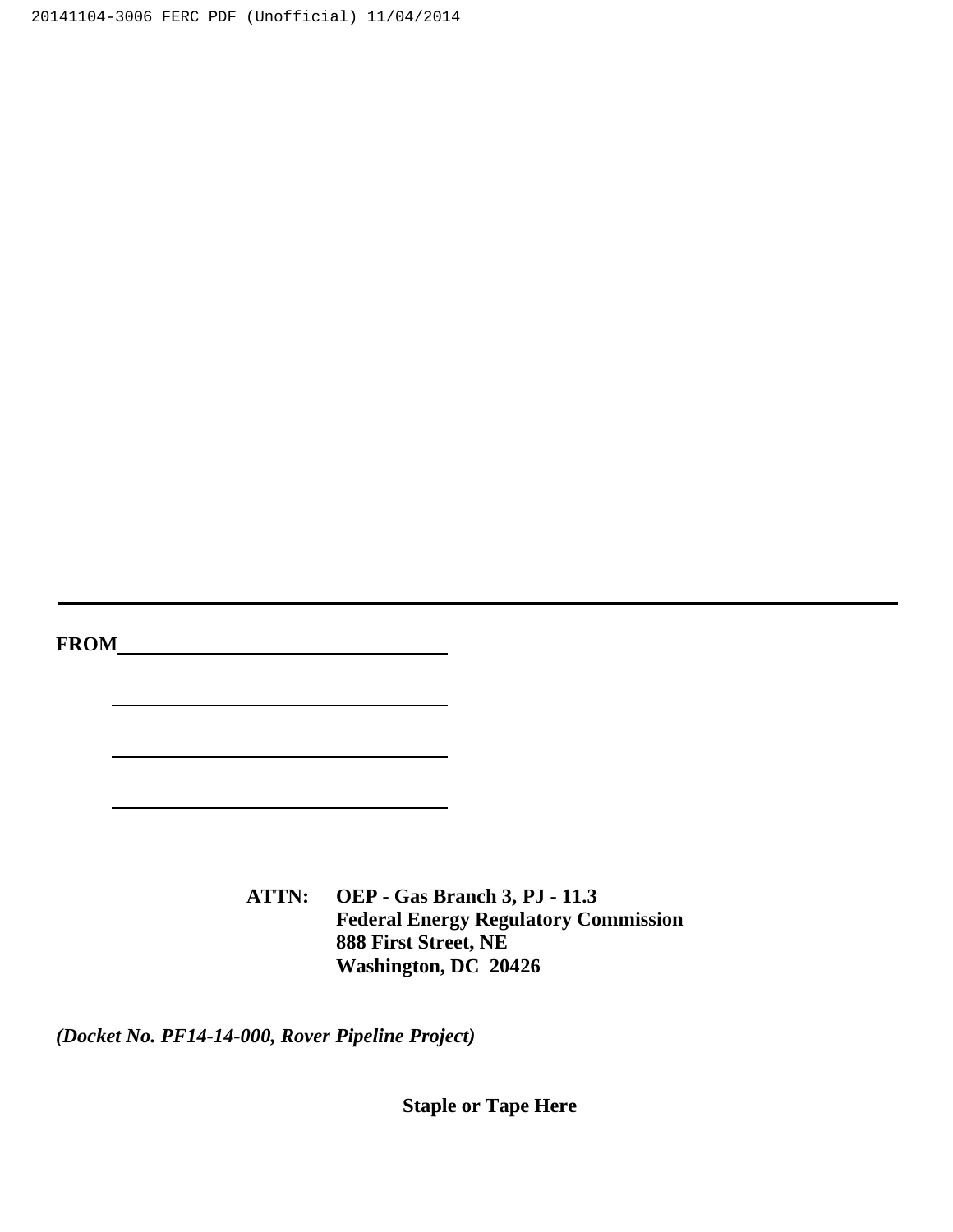---

**FROM**\_\_\_\_\_\_\_\_\_\_\_\_\_\_\_\_\_\_\_\_\_\_\_\_\_\_\_\_\_\_\_\_

\_\_\_\_\_\_\_\_\_\_\_\_\_\_\_\_\_\_\_\_\_\_\_\_\_\_\_\_\_\_\_\_\_\_\_\_

\_\_\_\_\_\_\_\_\_\_\_\_\_\_\_\_\_\_\_\_\_\_\_\_\_\_\_\_\_\_\_\_\_\_\_\_

\_\_\_\_\_\_\_\_\_\_\_\_\_\_\_\_\_\_\_\_\_\_\_\_\_\_\_\_\_\_\_\_\_\_\_\_

**ATTN: OEP - Gas Branch 3, PJ - 11.3**
**Federal Energy Regulatory Commission**
**888 First Street, NE**
**Washington, DC 20426**

***(Docket No. PF14-14-000, Rover Pipeline Project)***

**Staple or Tape Here**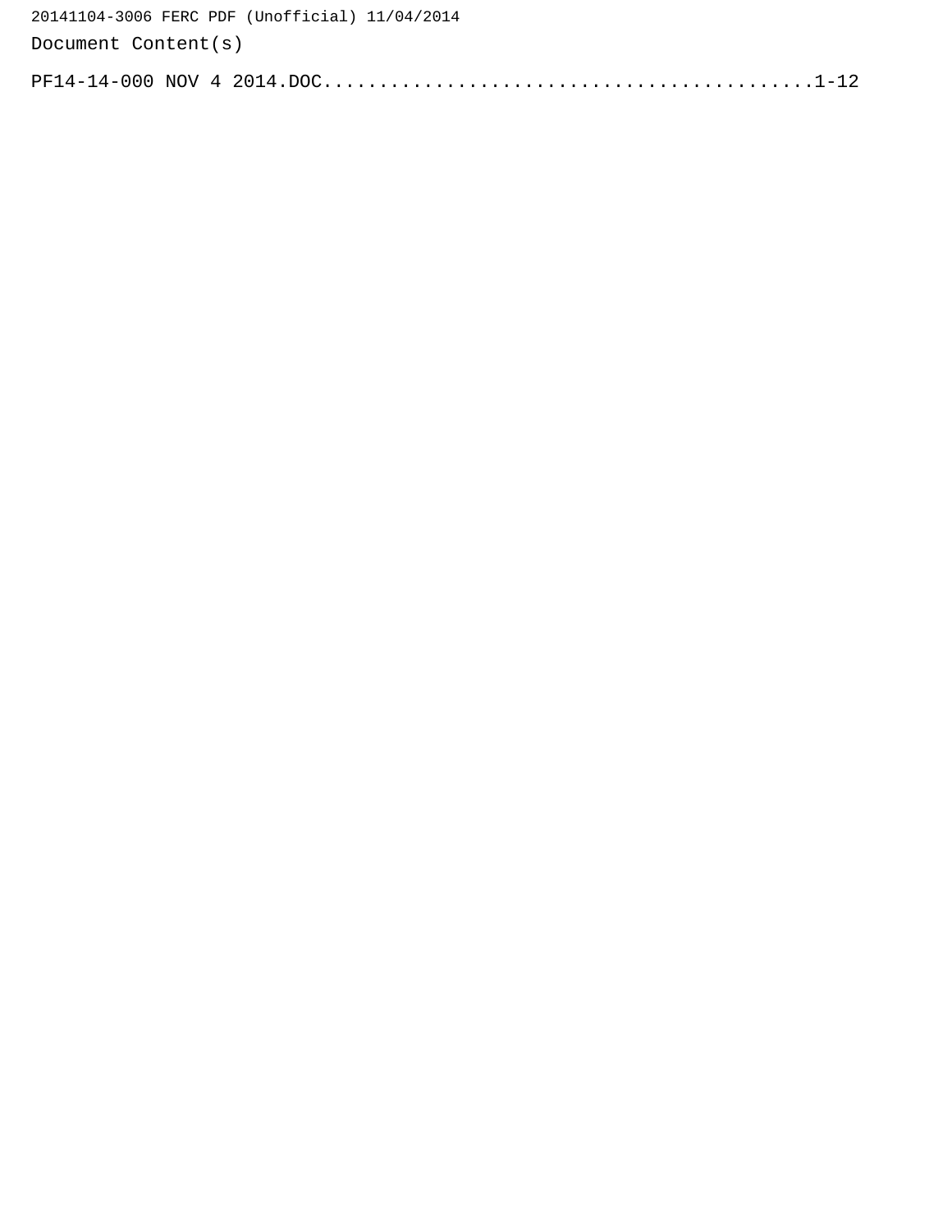Document Content(s)

PF14-14-000 NOV 4 2014.DOC............................................1-12